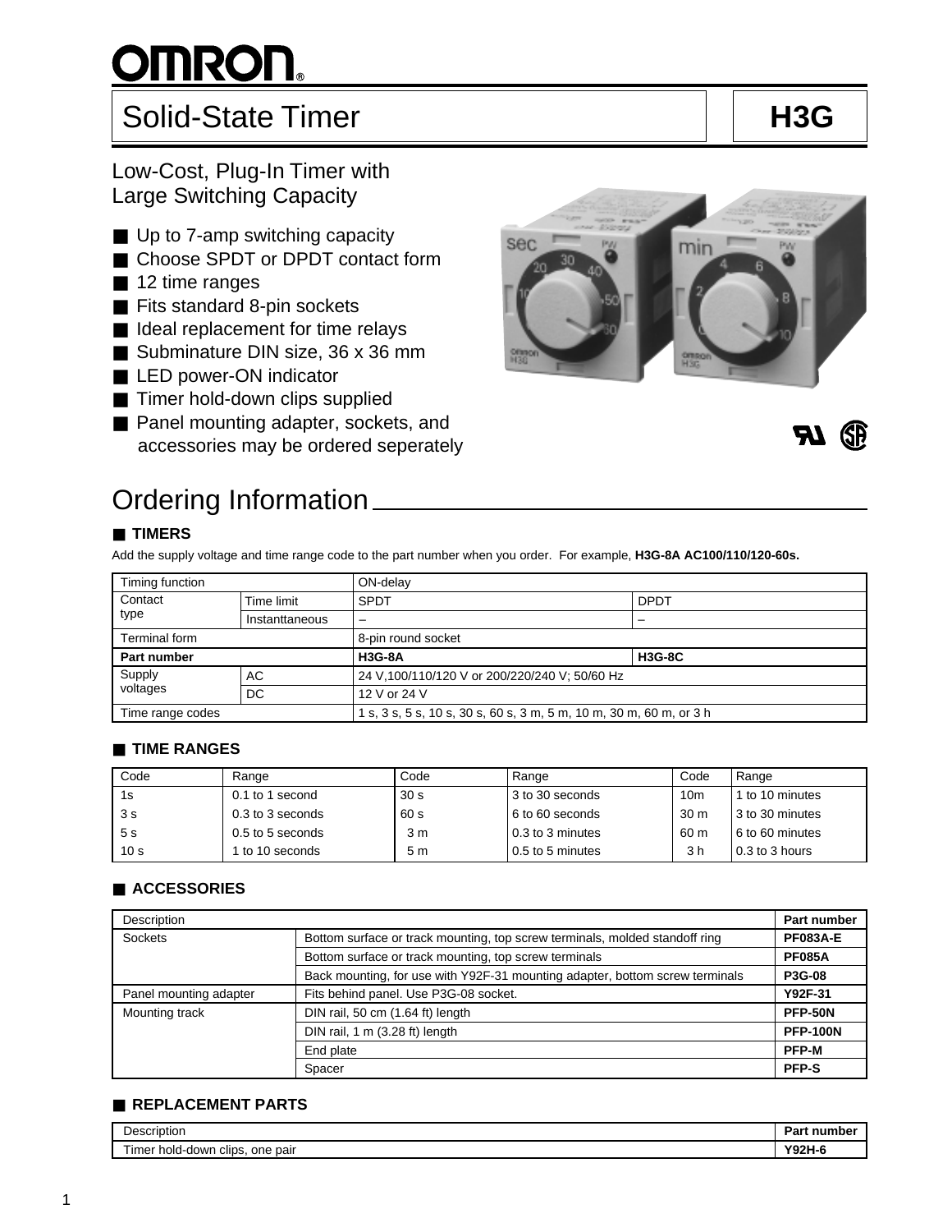# Solid-State Timer **H3G**

## Low-Cost, Plug-In Timer with Large Switching Capacity

- Up to 7-amp switching capacity
- Choose SPDT or DPDT contact form
- 12 time ranges
- Fits standard 8-pin sockets
- Ideal replacement for time relays
- Subminature DIN size, 36 x 36 mm
- LED power-ON indicator
- Timer hold-down clips supplied
- Panel mounting adapter, sockets, and accessories may be ordered seperately

# Ordering Information

## TIMERS

Add the supply voltage and time range code to the part number when you order. For example, **H3G-8A AC100/110/120-60s.**

| Timing function | | ON-delay | |
|---|---|---|---|
| Contact type | Time limit | SPDT | DPDT |
| | Instanttaneous | – | – |
| Terminal form | | 8-pin round socket | |
| **Part number** | | **H3G-8A** | **H3G-8C** |
| Supply voltages | AC | 24 V,100/110/120 V or 200/220/240 V; 50/60 Hz | |
| | DC | 12 V or 24 V | |
| Time range codes | | 1 s, 3 s, 5 s, 10 s, 30 s, 60 s, 3 m, 5 m, 10 m, 30 m, 60 m, or 3 h | |

## TIME RANGES

| Code | Range | Code | Range | Code | Range |
|---|---|---|---|---|---|
| 1s | 0.1 to 1 second | 30 s | 3 to 30 seconds | 10m | 1 to 10 minutes |
| 3 s | 0.3 to 3 seconds | 60 s | 6 to 60 seconds | 30 m | 3 to 30 minutes |
| 5 s | 0.5 to 5 seconds | 3 m | 0.3 to 3 minutes | 60 m | 6 to 60 minutes |
| 10 s | 1 to 10 seconds | 5 m | 0.5 to 5 minutes | 3 h | 0.3 to 3 hours |

## ACCESSORIES

| Description | | Part number |
|---|---|---|
| Sockets | Bottom surface or track mounting, top screw terminals, molded standoff ring | **PF083A-E** |
| | Bottom surface or track mounting, top screw terminals | **PF085A** |
| | Back mounting, for use with Y92F-31 mounting adapter, bottom screw terminals | **P3G-08** |
| Panel mounting adapter | Fits behind panel. Use P3G-08 socket. | **Y92F-31** |
| Mounting track | DIN rail, 50 cm (1.64 ft) length | **PFP-50N** |
| | DIN rail, 1 m (3.28 ft) length | **PFP-100N** |
| | End plate | **PFP-M** |
| | Spacer | **PFP-S** |

## REPLACEMENT PARTS

| Description | Part number |
|---|---|
| Timer hold-down clips, one pair | **Y92H-6** |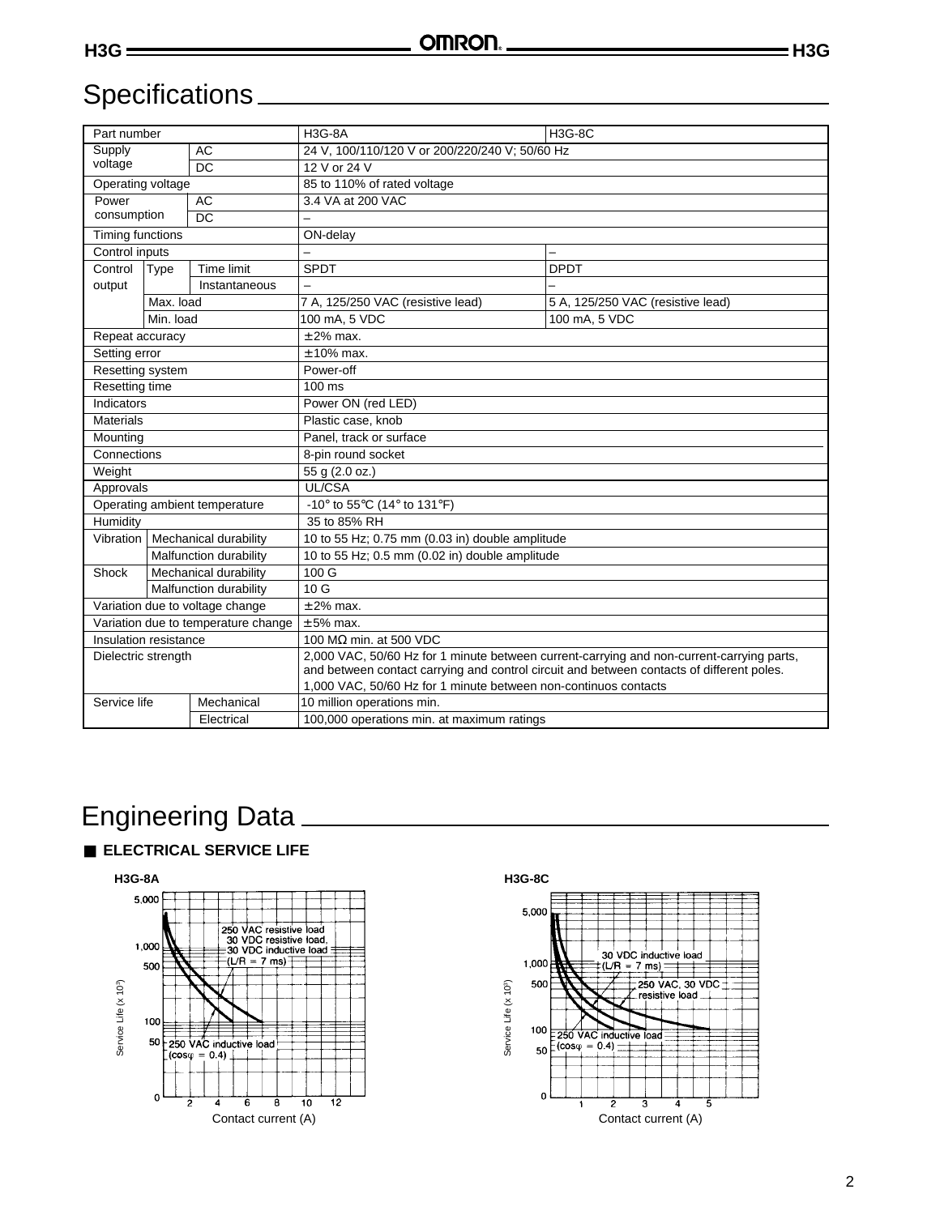# Specifications

| Part number | | | H3G-8A | H3G-8C |
|---|---|---|---|---|
| Supply voltage | | AC | 24 V, 100/110/120 V or 200/220/240 V; 50/60 Hz | |
| | | DC | 12 V or 24 V | |
| Operating voltage | | | 85 to 110% of rated voltage | |
| Power consumption | | AC | 3.4 VA at 200 VAC | |
| | | DC | – | |
| Timing functions | | | ON-delay | |
| Control inputs | | | – | – |
| Control output | Type | Time limit | SPDT | DPDT |
| | | Instantaneous | – | – |
| | Max. load | | 7 A, 125/250 VAC (resistive lead) | 5 A, 125/250 VAC (resistive lead) |
| | Min. load | | 100 mA, 5 VDC | 100 mA, 5 VDC |
| Repeat accuracy | | | ±2% max. | |
| Setting error | | | ±10% max. | |
| Resetting system | | | Power-off | |
| Resetting time | | | 100 ms | |
| Indicators | | | Power ON (red LED) | |
| Materials | | | Plastic case, knob | |
| Mounting | | | Panel, track or surface | |
| Connections | | | 8-pin round socket | |
| Weight | | | 55 g (2.0 oz.) | |
| Approvals | | | UL/CSA | |
| Operating ambient temperature | | | -10° to 55°C (14° to 131°F) | |
| Humidity | | | 35 to 85% RH | |
| Vibration | Mechanical durability | | 10 to 55 Hz; 0.75 mm (0.03 in) double amplitude | |
| | Malfunction durability | | 10 to 55 Hz; 0.5 mm (0.02 in) double amplitude | |
| Shock | Mechanical durability | | 100 G | |
| | Malfunction durability | | 10 G | |
| Variation due to voltage change | | | ±2% max. | |
| Variation due to temperature change | | | ±5% max. | |
| Insulation resistance | | | 100 MΩ min. at 500 VDC | |
| Dielectric strength | | | 2,000 VAC, 50/60 Hz for 1 minute between current-carrying and non-current-carrying parts, and between contact carrying and control circuit and between contacts of different poles.<br>1,000 VAC, 50/60 Hz for 1 minute between non-continuos contacts | |
| Service life | | Mechanical | 10 million operations min. | |
| | | Electrical | 100,000 operations min. at maximum ratings | |

# Engineering Data

## ■ ELECTRICAL SERVICE LIFE

**H3G-8A**

Service Life (x 10³) vs. Contact current (A)

Curves: 250 VAC resistive load, 30 VDC resistive load, 30 VDC inductive load (L/R = 7 ms); 250 VAC inductive load (cosφ = 0.4)

**H3G-8C**

Service Life (x 10³) vs. Contact current (A)

Curves: 30 VDC inductive load (L/R = 7 ms); 250 VAC, 30 VDC resistive load; 250 VAC inductive load (cosφ = 0.4)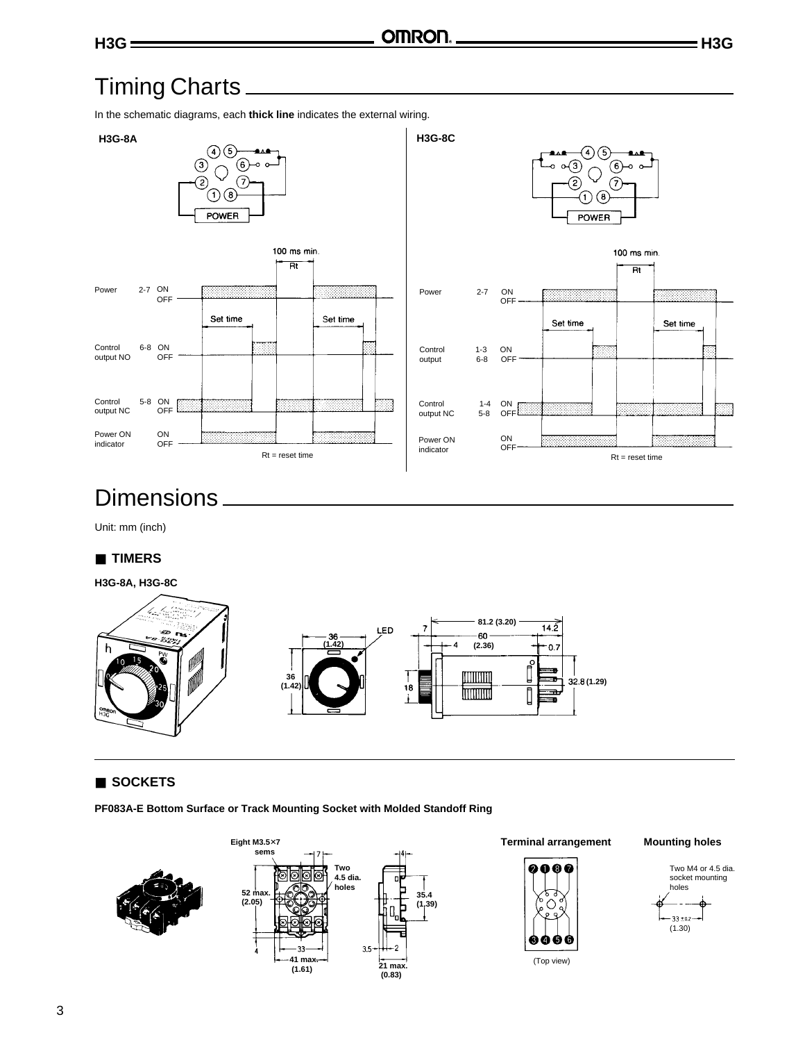# Timing Charts

In the schematic diagrams, each **thick line** indicates the external wiring.

**H3G-8A**

POWER

100 ms min.

Rt

Power 2-7 ON OFF

Set time Set time

Control output NO 6-8 ON OFF

Control output NC 5-8 ON OFF

Power ON indicator ON OFF

Rt = reset time

**H3G-8C**

POWER

100 ms min.

Rt

Power 2-7 ON OFF

Set time Set time

Control output 1-3 6-8 ON OFF

Control output NC 1-4 5-8 ON OFF

Power ON indicator ON OFF

Rt = reset time

# Dimensions

Unit: mm (inch)

## ■ TIMERS

**H3G-8A, H3G-8C**

LED

36 (1.42)

36 (1.42)

81.2 (3.20)

7

60 (2.36)

4

14.2

0.7

18

32.8 (1.29)

## ■ SOCKETS

**PF083A-E Bottom Surface or Track Mounting Socket with Molded Standoff Ring**

Eight M3.5×7 sems

7

Two 4.5 dia. holes

52 max. (2.05)

4

33

41 max. (1.61)

4

35.4 (1.39)

3.5

2

21 max. (0.83)

**Terminal arrangement**

(Top view)

**Mounting holes**

Two M4 or 4.5 dia. socket mounting holes

33 ±0.2 (1.30)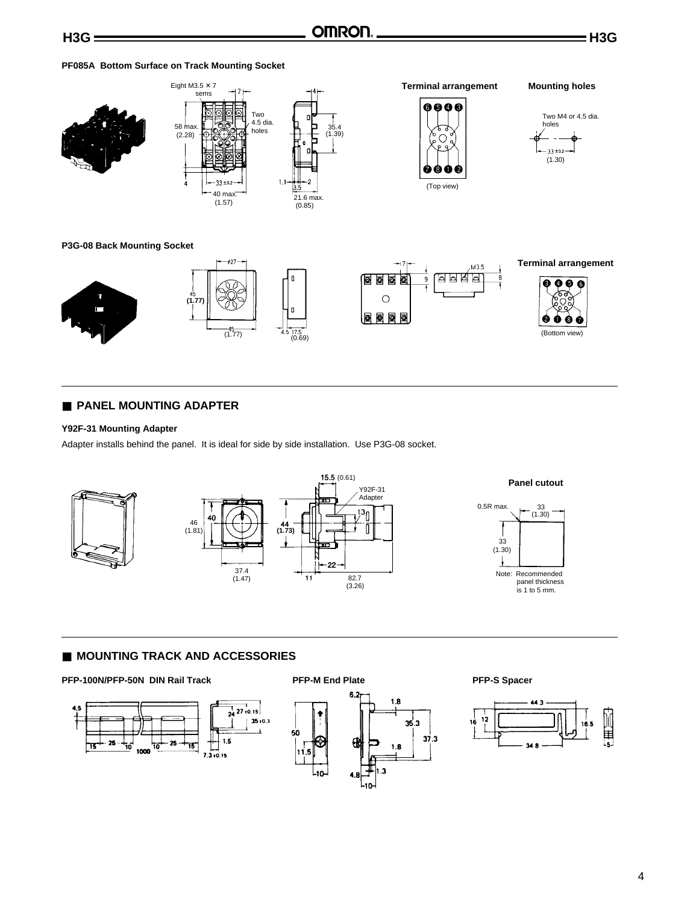### PF085A Bottom Surface on Track Mounting Socket

Eight M3.5 × 7 sems

Two 4.5 dia. holes

58 max. (2.28)

33 ±0.2

40 max. (1.57)

35.4 (1.39)

21.6 max. (0.85)

**Terminal arrangement**

(Top view)

**Mounting holes**

Two M4 or 4.5 dia. holes

33 ±0.2 (1.30)

### P3G-08 Back Mounting Socket

45 (1.77)

45 (1.77)

4.5 17.5 (0.69)

M3.5

**Terminal arrangement**

(Bottom view)

## ■ PANEL MOUNTING ADAPTER

### Y92F-31 Mounting Adapter

Adapter installs behind the panel. It is ideal for side by side installation. Use P3G-08 socket.

46 (1.81)

37.4 (1.47)

44 (1.73)

15.5 (0.61)

Y92F-31 Adapter

82.7 (3.26)

**Panel cutout**

0.5R max.

33 (1.30)

33 (1.30)

Note: Recommended panel thickness is 1 to 5 mm.

## ■ MOUNTING TRACK AND ACCESSORIES

**PFP-100N/PFP-50N DIN Rail Track**

**PFP-M End Plate**

**PFP-S Spacer**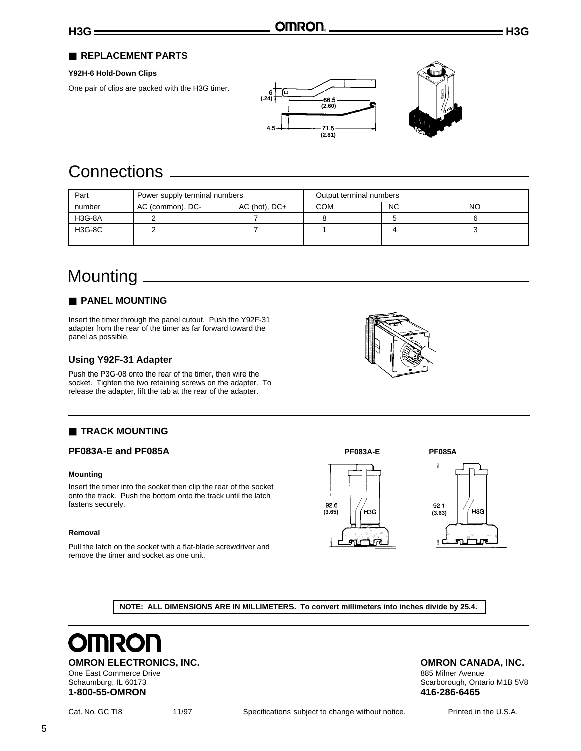## ■ REPLACEMENT PARTS

**Y92H-6 Hold-Down Clips**

One pair of clips are packed with the H3G timer.

6
(.24)
66.5
(2.60)
4.5
71.5
(2.81)

# Connections

| Part number | Power supply terminal numbers | | Output terminal numbers | | |
|---|---|---|---|---|---|
| | AC (common), DC- | AC (hot), DC+ | COM | NC | NO |
| H3G-8A | 2 | 7 | 8 | 5 | 6 |
| H3G-8C | 2 | 7 | 1 | 4 | 3 |

# Mounting

## ■ PANEL MOUNTING

Insert the timer through the panel cutout. Push the Y92F-31 adapter from the rear of the timer as far forward toward the panel as possible.

### Using Y92F-31 Adapter

Push the P3G-08 onto the rear of the timer, then wire the socket. Tighten the two retaining screws on the adapter. To release the adapter, lift the tab at the rear of the adapter.

## ■ TRACK MOUNTING

### PF083A-E and PF085A

**Mounting**

Insert the timer into the socket then clip the rear of the socket onto the track. Push the bottom onto the track until the latch fastens securely.

**Removal**

Pull the latch on the socket with a flat-blade screwdriver and remove the timer and socket as one unit.

PF083A-E
92.6
(3.65)
H3G

PF085A
92.1
(3.63)
H3G

**NOTE: ALL DIMENSIONS ARE IN MILLIMETERS. To convert millimeters into inches divide by 25.4.**

**OMRON ELECTRONICS, INC.**
One East Commerce Drive
Schaumburg, IL 60173
**1-800-55-OMRON**

**OMRON CANADA, INC.**
885 Milner Avenue
Scarborough, Ontario M1B 5V8
**416-286-6465**

Cat. No. GC TI8 11/97 Specifications subject to change without notice. Printed in the U.S.A.